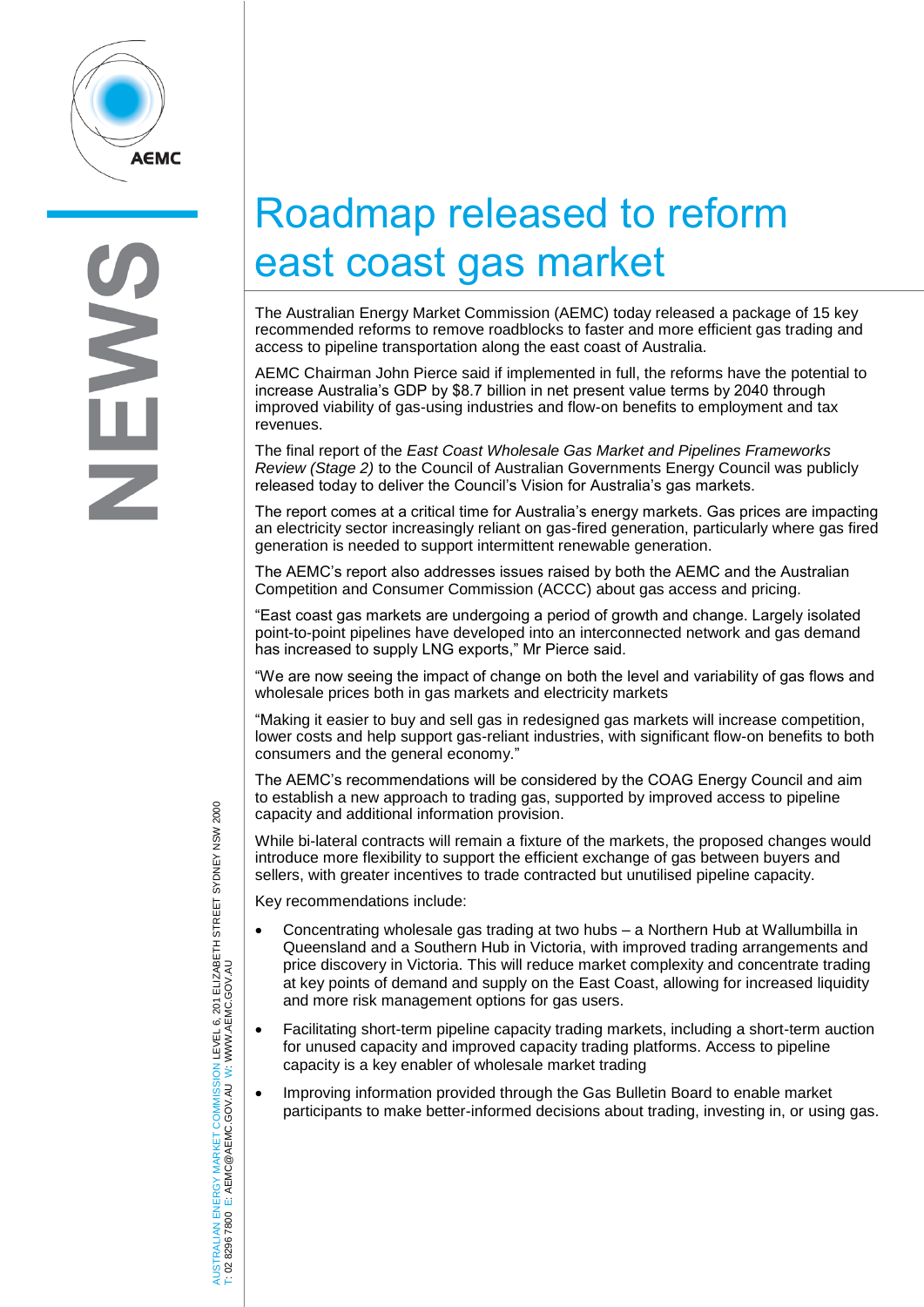# Roadmap released to reform east coast gas market

The Australian Energy Market Commission (AEMC) today released a package of 15 key recommended reforms to remove roadblocks to faster and more efficient gas trading and access to pipeline transportation along the east coast of Australia.

AEMC Chairman John Pierce said if implemented in full, the reforms have the potential to increase Australia's GDP by $8.7 billion in net present value terms by 2040 through improved viability of gas-using industries and flow-on benefits to employment and tax revenues.

The final report of the *East Coast Wholesale Gas Market and Pipelines Frameworks Review (Stage 2)* to the Council of Australian Governments Energy Council was publicly released today to deliver the Council's Vision for Australia's gas markets.

The report comes at a critical time for Australia's energy markets. Gas prices are impacting an electricity sector increasingly reliant on gas-fired generation, particularly where gas fired generation is needed to support intermittent renewable generation.

The AEMC's report also addresses issues raised by both the AEMC and the Australian Competition and Consumer Commission (ACCC) about gas access and pricing.

"East coast gas markets are undergoing a period of growth and change. Largely isolated point-to-point pipelines have developed into an interconnected network and gas demand has increased to supply LNG exports," Mr Pierce said.

"We are now seeing the impact of change on both the level and variability of gas flows and wholesale prices both in gas markets and electricity markets

"Making it easier to buy and sell gas in redesigned gas markets will increase competition, lower costs and help support gas-reliant industries, with significant flow-on benefits to both consumers and the general economy."

The AEMC's recommendations will be considered by the COAG Energy Council and aim to establish a new approach to trading gas, supported by improved access to pipeline capacity and additional information provision.

While bi-lateral contracts will remain a fixture of the markets, the proposed changes would introduce more flexibility to support the efficient exchange of gas between buyers and sellers, with greater incentives to trade contracted but unutilised pipeline capacity.

Key recommendations include:

- Concentrating wholesale gas trading at two hubs – a Northern Hub at Wallumbilla in Queensland and a Southern Hub in Victoria, with improved trading arrangements and price discovery in Victoria. This will reduce market complexity and concentrate trading at key points of demand and supply on the East Coast, allowing for increased liquidity and more risk management options for gas users.
- Facilitating short-term pipeline capacity trading markets, including a short-term auction for unused capacity and improved capacity trading platforms. Access to pipeline capacity is a key enabler of wholesale market trading
- Improving information provided through the Gas Bulletin Board to enable market participants to make better-informed decisions about trading, investing in, or using gas.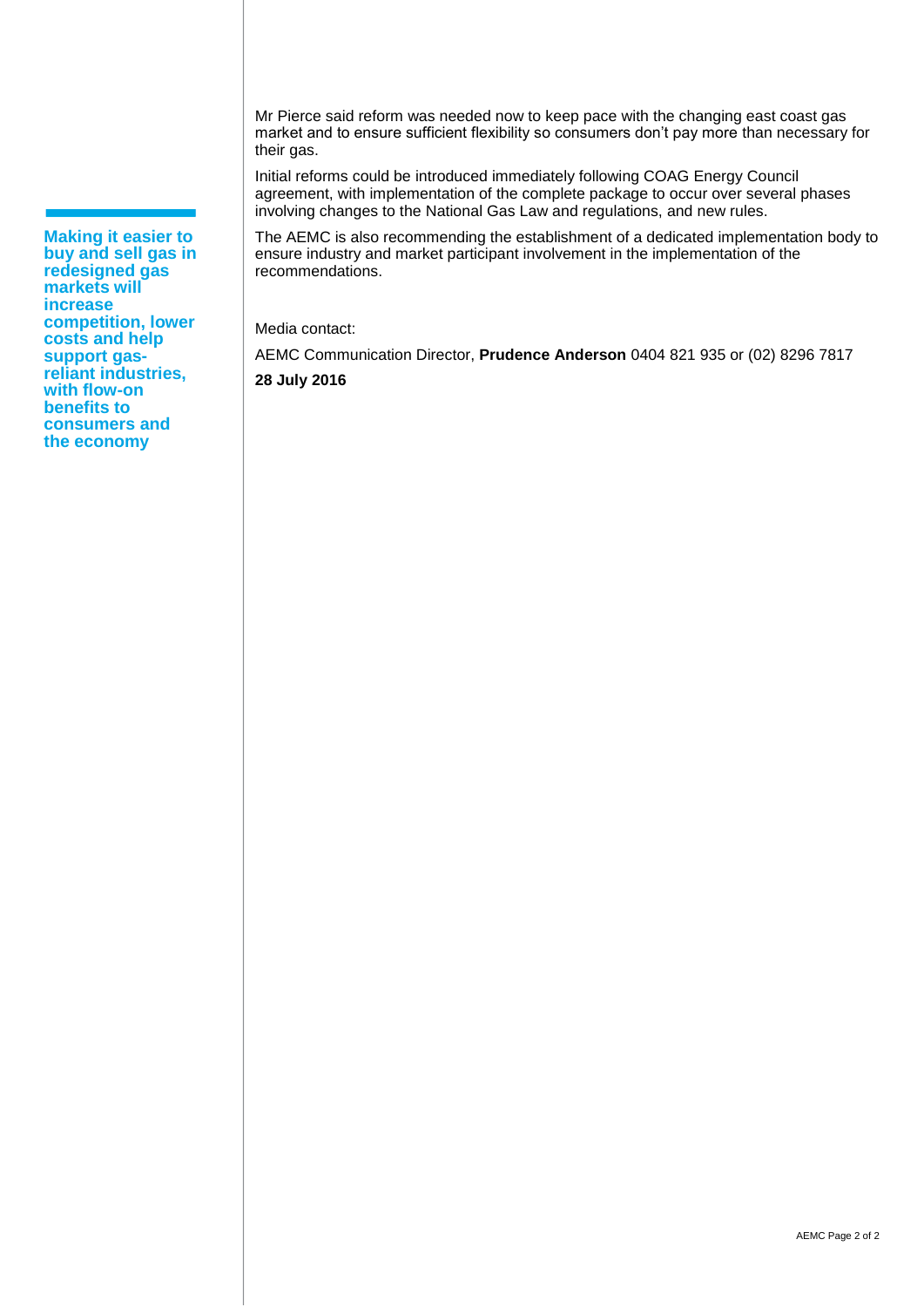**Making it easier to buy and sell gas in redesigned gas markets will increase competition, lower costs and help support gas-reliant industries, with flow-on benefits to consumers and the economy**

Mr Pierce said reform was needed now to keep pace with the changing east coast gas market and to ensure sufficient flexibility so consumers don't pay more than necessary for their gas.

Initial reforms could be introduced immediately following COAG Energy Council agreement, with implementation of the complete package to occur over several phases involving changes to the National Gas Law and regulations, and new rules.

The AEMC is also recommending the establishment of a dedicated implementation body to ensure industry and market participant involvement in the implementation of the recommendations.

Media contact:

AEMC Communication Director, **Prudence Anderson** 0404 821 935 or (02) 8296 7817

**28 July 2016**